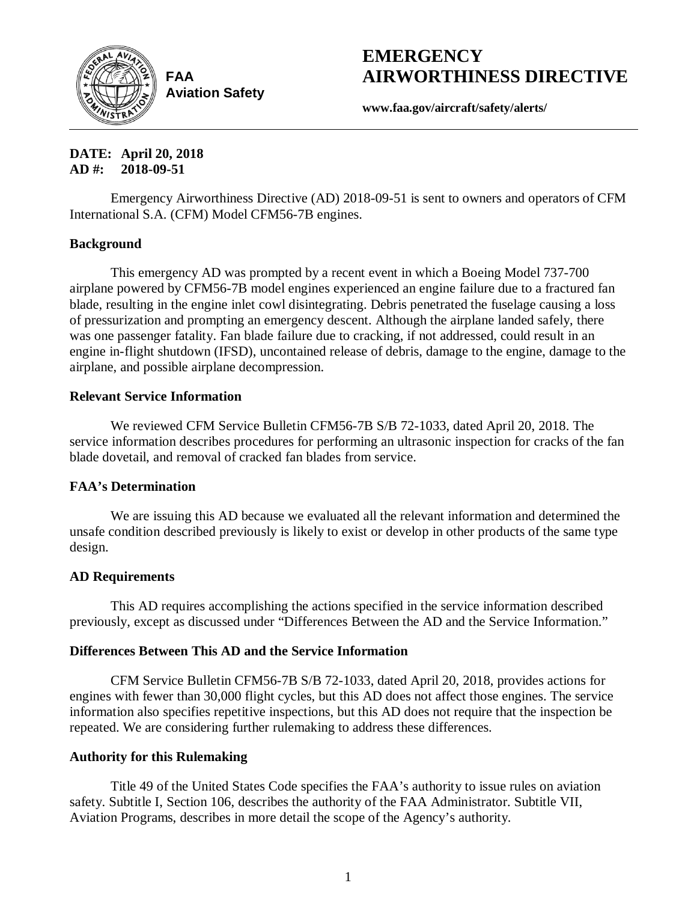FAA
Aviation Safety

# EMERGENCY AIRWORTHINESS DIRECTIVE

**www.faa.gov/aircraft/safety/alerts/**

**DATE: April 20, 2018**
**AD #: 2018-09-51**

Emergency Airworthiness Directive (AD) 2018-09-51 is sent to owners and operators of CFM International S.A. (CFM) Model CFM56-7B engines.

### Background

This emergency AD was prompted by a recent event in which a Boeing Model 737-700 airplane powered by CFM56-7B model engines experienced an engine failure due to a fractured fan blade, resulting in the engine inlet cowl disintegrating. Debris penetrated the fuselage causing a loss of pressurization and prompting an emergency descent. Although the airplane landed safely, there was one passenger fatality. Fan blade failure due to cracking, if not addressed, could result in an engine in-flight shutdown (IFSD), uncontained release of debris, damage to the engine, damage to the airplane, and possible airplane decompression.

### Relevant Service Information

We reviewed CFM Service Bulletin CFM56-7B S/B 72-1033, dated April 20, 2018. The service information describes procedures for performing an ultrasonic inspection for cracks of the fan blade dovetail, and removal of cracked fan blades from service.

### FAA's Determination

We are issuing this AD because we evaluated all the relevant information and determined the unsafe condition described previously is likely to exist or develop in other products of the same type design.

### AD Requirements

This AD requires accomplishing the actions specified in the service information described previously, except as discussed under "Differences Between the AD and the Service Information."

### Differences Between This AD and the Service Information

CFM Service Bulletin CFM56-7B S/B 72-1033, dated April 20, 2018, provides actions for engines with fewer than 30,000 flight cycles, but this AD does not affect those engines. The service information also specifies repetitive inspections, but this AD does not require that the inspection be repeated. We are considering further rulemaking to address these differences.

### Authority for this Rulemaking

Title 49 of the United States Code specifies the FAA's authority to issue rules on aviation safety. Subtitle I, Section 106, describes the authority of the FAA Administrator. Subtitle VII, Aviation Programs, describes in more detail the scope of the Agency's authority.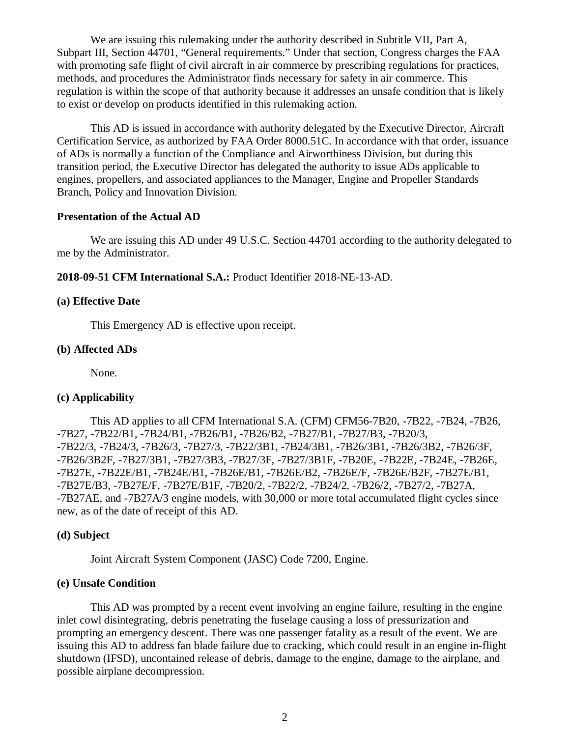We are issuing this rulemaking under the authority described in Subtitle VII, Part A, Subpart III, Section 44701, "General requirements." Under that section, Congress charges the FAA with promoting safe flight of civil aircraft in air commerce by prescribing regulations for practices, methods, and procedures the Administrator finds necessary for safety in air commerce. This regulation is within the scope of that authority because it addresses an unsafe condition that is likely to exist or develop on products identified in this rulemaking action.

This AD is issued in accordance with authority delegated by the Executive Director, Aircraft Certification Service, as authorized by FAA Order 8000.51C. In accordance with that order, issuance of ADs is normally a function of the Compliance and Airworthiness Division, but during this transition period, the Executive Director has delegated the authority to issue ADs applicable to engines, propellers, and associated appliances to the Manager, Engine and Propeller Standards Branch, Policy and Innovation Division.

**Presentation of the Actual AD**

We are issuing this AD under 49 U.S.C. Section 44701 according to the authority delegated to me by the Administrator.

**2018-09-51 CFM International S.A.:** Product Identifier 2018-NE-13-AD.

**(a) Effective Date**

This Emergency AD is effective upon receipt.

**(b) Affected ADs**

None.

**(c) Applicability**

This AD applies to all CFM International S.A. (CFM) CFM56-7B20, -7B22, -7B24, -7B26, -7B27, -7B22/B1, -7B24/B1, -7B26/B1, -7B26/B2, -7B27/B1, -7B27/B3, -7B20/3, -7B22/3, -7B24/3, -7B26/3, -7B27/3, -7B22/3B1, -7B24/3B1, -7B26/3B1, -7B26/3B2, -7B26/3F, -7B26/3B2F, -7B27/3B1, -7B27/3B3, -7B27/3F, -7B27/3B1F, -7B20E, -7B22E, -7B24E, -7B26E, -7B27E, -7B22E/B1, -7B24E/B1, -7B26E/B1, -7B26E/B2, -7B26E/F, -7B26E/B2F, -7B27E/B1, -7B27E/B3, -7B27E/F, -7B27E/B1F, -7B20/2, -7B22/2, -7B24/2, -7B26/2, -7B27/2, -7B27A, -7B27AE, and -7B27A/3 engine models, with 30,000 or more total accumulated flight cycles since new, as of the date of receipt of this AD.

**(d) Subject**

Joint Aircraft System Component (JASC) Code 7200, Engine.

**(e) Unsafe Condition**

This AD was prompted by a recent event involving an engine failure, resulting in the engine inlet cowl disintegrating, debris penetrating the fuselage causing a loss of pressurization and prompting an emergency descent. There was one passenger fatality as a result of the event. We are issuing this AD to address fan blade failure due to cracking, which could result in an engine in-flight shutdown (IFSD), uncontained release of debris, damage to the engine, damage to the airplane, and possible airplane decompression.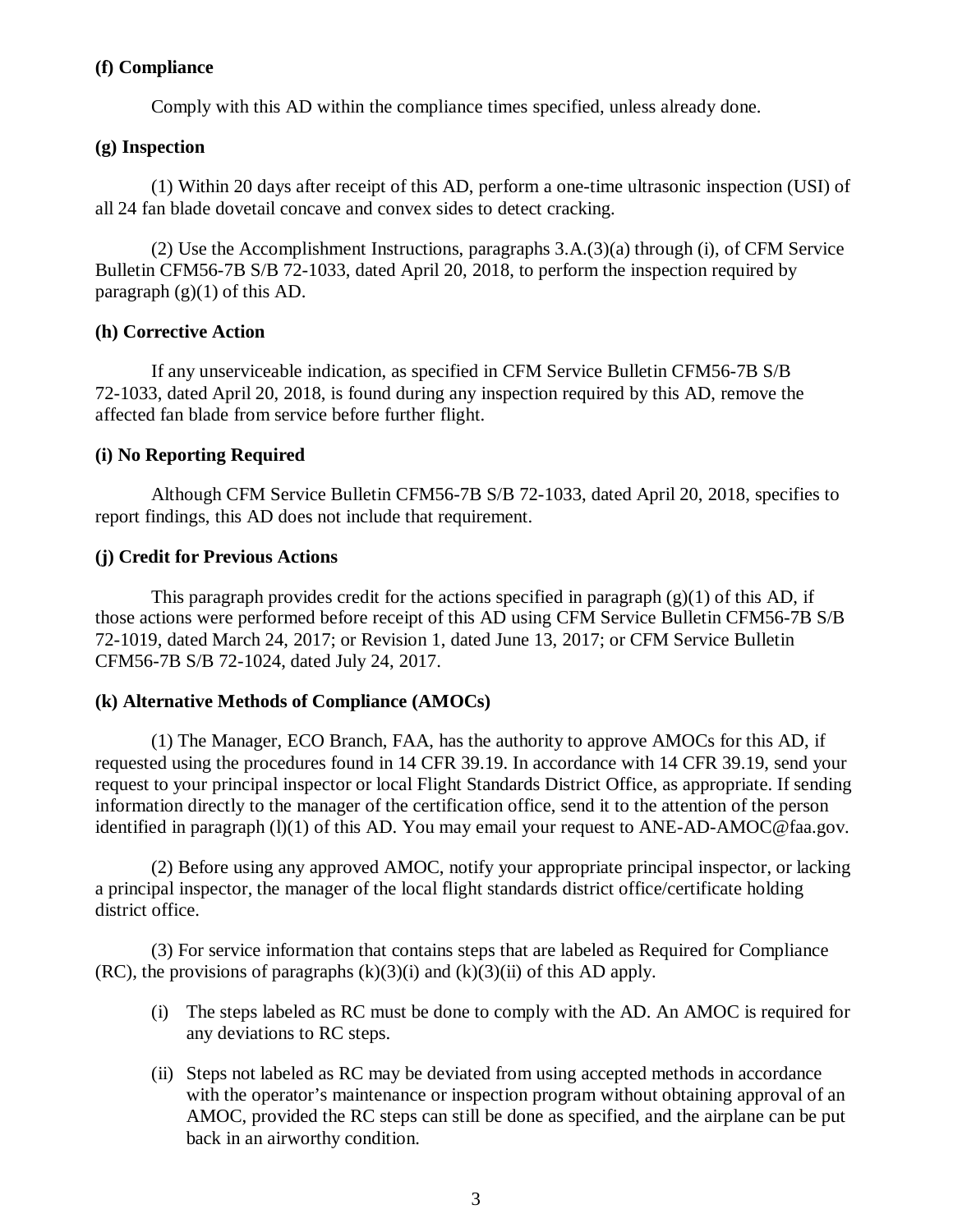### (f) Compliance

Comply with this AD within the compliance times specified, unless already done.

### (g) Inspection

(1) Within 20 days after receipt of this AD, perform a one-time ultrasonic inspection (USI) of all 24 fan blade dovetail concave and convex sides to detect cracking.

(2) Use the Accomplishment Instructions, paragraphs 3.A.(3)(a) through (i), of CFM Service Bulletin CFM56-7B S/B 72-1033, dated April 20, 2018, to perform the inspection required by paragraph (g)(1) of this AD.

### (h) Corrective Action

If any unserviceable indication, as specified in CFM Service Bulletin CFM56-7B S/B 72-1033, dated April 20, 2018, is found during any inspection required by this AD, remove the affected fan blade from service before further flight.

### (i) No Reporting Required

Although CFM Service Bulletin CFM56-7B S/B 72-1033, dated April 20, 2018, specifies to report findings, this AD does not include that requirement.

### (j) Credit for Previous Actions

This paragraph provides credit for the actions specified in paragraph (g)(1) of this AD, if those actions were performed before receipt of this AD using CFM Service Bulletin CFM56-7B S/B 72-1019, dated March 24, 2017; or Revision 1, dated June 13, 2017; or CFM Service Bulletin CFM56-7B S/B 72-1024, dated July 24, 2017.

### (k) Alternative Methods of Compliance (AMOCs)

(1) The Manager, ECO Branch, FAA, has the authority to approve AMOCs for this AD, if requested using the procedures found in 14 CFR 39.19. In accordance with 14 CFR 39.19, send your request to your principal inspector or local Flight Standards District Office, as appropriate. If sending information directly to the manager of the certification office, send it to the attention of the person identified in paragraph (l)(1) of this AD. You may email your request to ANE-AD-AMOC@faa.gov.

(2) Before using any approved AMOC, notify your appropriate principal inspector, or lacking a principal inspector, the manager of the local flight standards district office/certificate holding district office.

(3) For service information that contains steps that are labeled as Required for Compliance (RC), the provisions of paragraphs (k)(3)(i) and (k)(3)(ii) of this AD apply.

- (i) The steps labeled as RC must be done to comply with the AD. An AMOC is required for any deviations to RC steps.
- (ii) Steps not labeled as RC may be deviated from using accepted methods in accordance with the operator's maintenance or inspection program without obtaining approval of an AMOC, provided the RC steps can still be done as specified, and the airplane can be put back in an airworthy condition.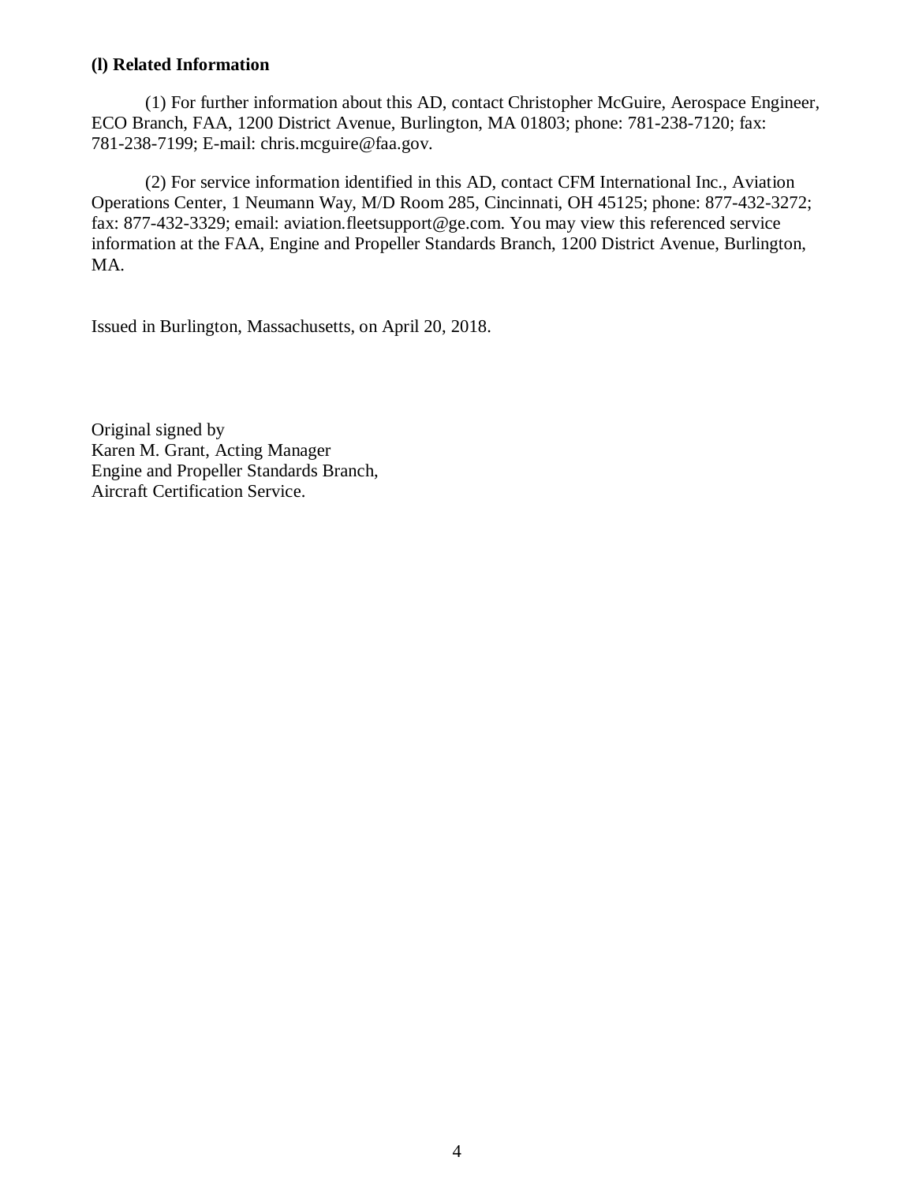**(l) Related Information**

(1) For further information about this AD, contact Christopher McGuire, Aerospace Engineer, ECO Branch, FAA, 1200 District Avenue, Burlington, MA 01803; phone: 781-238-7120; fax: 781-238-7199; E-mail: chris.mcguire@faa.gov.

(2) For service information identified in this AD, contact CFM International Inc., Aviation Operations Center, 1 Neumann Way, M/D Room 285, Cincinnati, OH 45125; phone: 877-432-3272; fax: 877-432-3329; email: aviation.fleetsupport@ge.com. You may view this referenced service information at the FAA, Engine and Propeller Standards Branch, 1200 District Avenue, Burlington, MA.

Issued in Burlington, Massachusetts, on April 20, 2018.

Original signed by
Karen M. Grant, Acting Manager
Engine and Propeller Standards Branch,
Aircraft Certification Service.